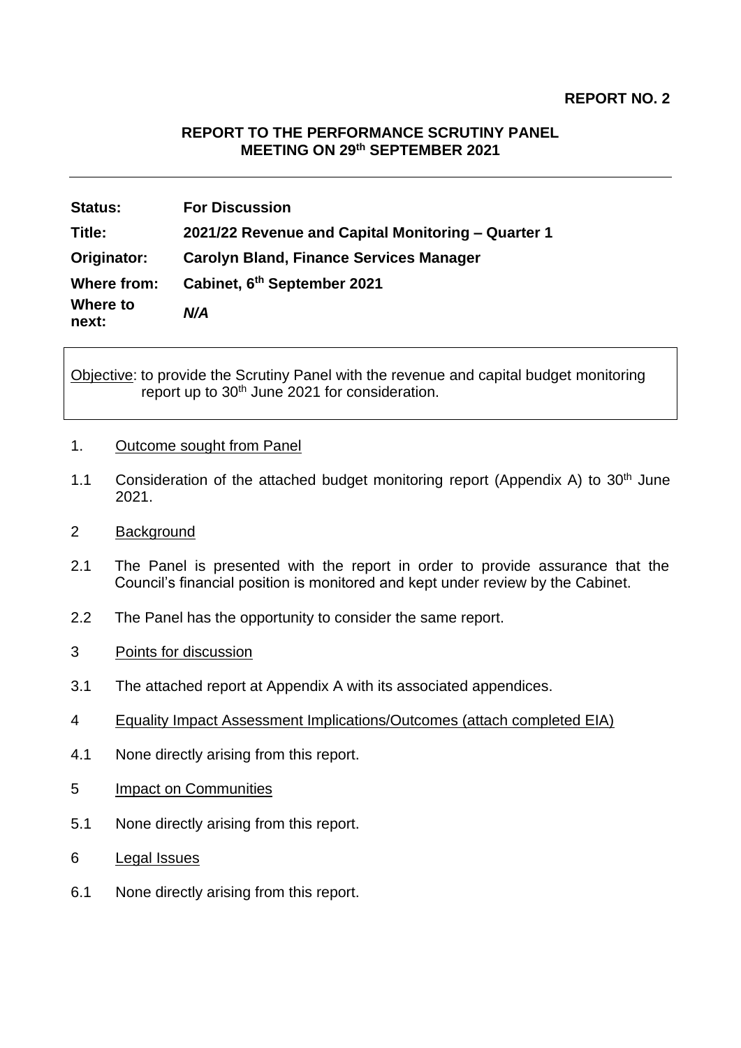**REPORT NO. 2**

**REPORT TO THE PERFORMANCE SCRUTINY PANEL MEETING ON 29th SEPTEMBER 2021**

| | |
|---|---|
| **Status:** | **For Discussion** |
| **Title:** | **2021/22 Revenue and Capital Monitoring – Quarter 1** |
| **Originator:** | **Carolyn Bland, Finance Services Manager** |
| **Where from:** | **Cabinet, 6th September 2021** |
| **Where to next:** | ***N/A*** |

Objective: to provide the Scrutiny Panel with the revenue and capital budget monitoring report up to 30th June 2021 for consideration.

1. Outcome sought from Panel

1.1 Consideration of the attached budget monitoring report (Appendix A) to 30th June 2021.

2 Background

2.1 The Panel is presented with the report in order to provide assurance that the Council's financial position is monitored and kept under review by the Cabinet.

2.2 The Panel has the opportunity to consider the same report.

3 Points for discussion

3.1 The attached report at Appendix A with its associated appendices.

4 Equality Impact Assessment Implications/Outcomes (attach completed EIA)

4.1 None directly arising from this report.

5 Impact on Communities

5.1 None directly arising from this report.

6 Legal Issues

6.1 None directly arising from this report.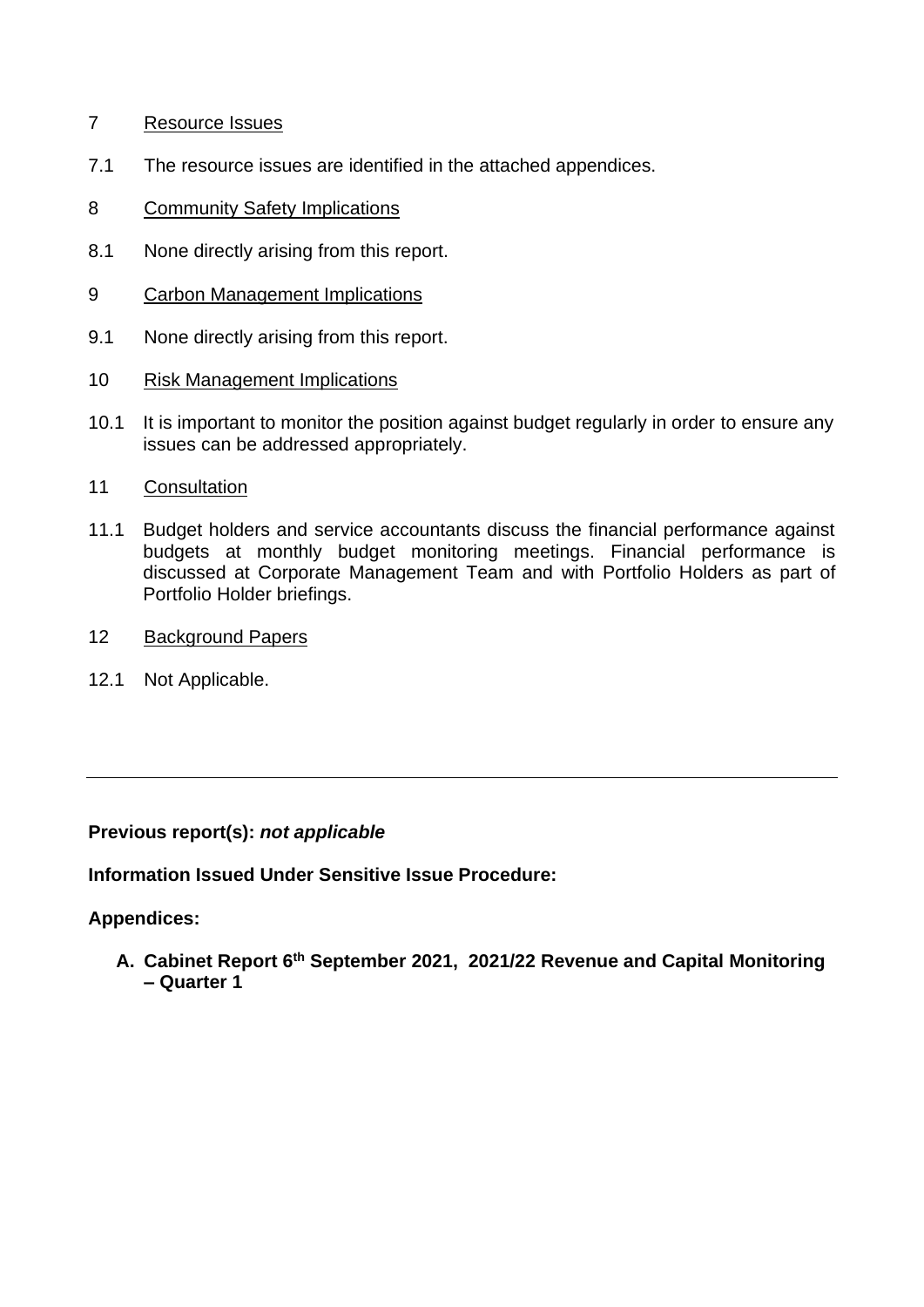7 Resource Issues

7.1 The resource issues are identified in the attached appendices.

8 Community Safety Implications

8.1 None directly arising from this report.

9 Carbon Management Implications

9.1 None directly arising from this report.

10 Risk Management Implications

10.1 It is important to monitor the position against budget regularly in order to ensure any issues can be addressed appropriately.

11 Consultation

11.1 Budget holders and service accountants discuss the financial performance against budgets at monthly budget monitoring meetings. Financial performance is discussed at Corporate Management Team and with Portfolio Holders as part of Portfolio Holder briefings.

12 Background Papers

12.1 Not Applicable.

---

**Previous report(s):** ***not applicable***

**Information Issued Under Sensitive Issue Procedure:**

**Appendices:**

**A. Cabinet Report 6th September 2021, 2021/22 Revenue and Capital Monitoring – Quarter 1**